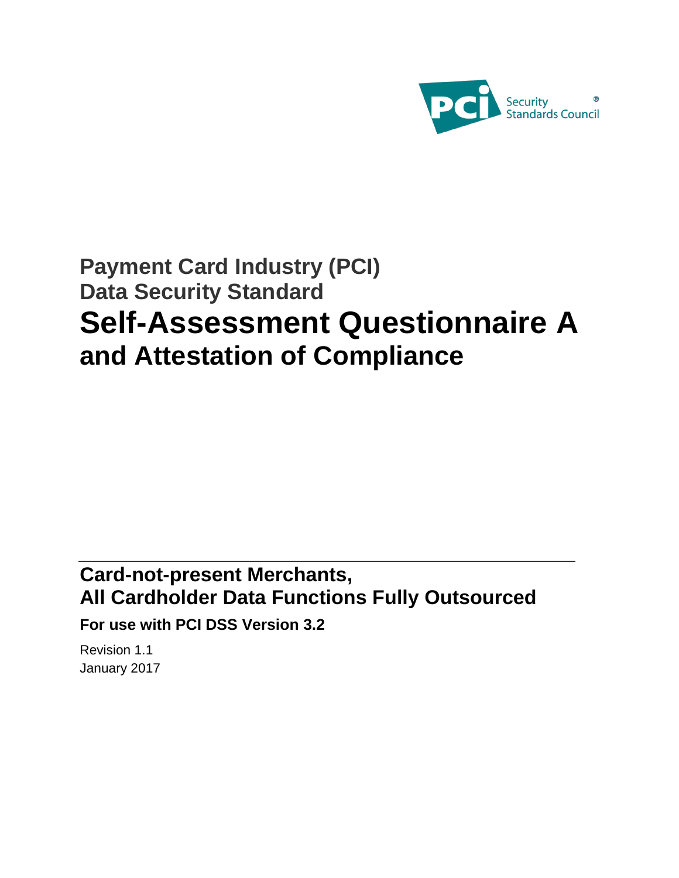PCI Security Standards Council®

# Payment Card Industry (PCI) Data Security Standard

# Self-Assessment Questionnaire A and Attestation of Compliance

## Card-not-present Merchants, All Cardholder Data Functions Fully Outsourced

**For use with PCI DSS Version 3.2**

Revision 1.1
January 2017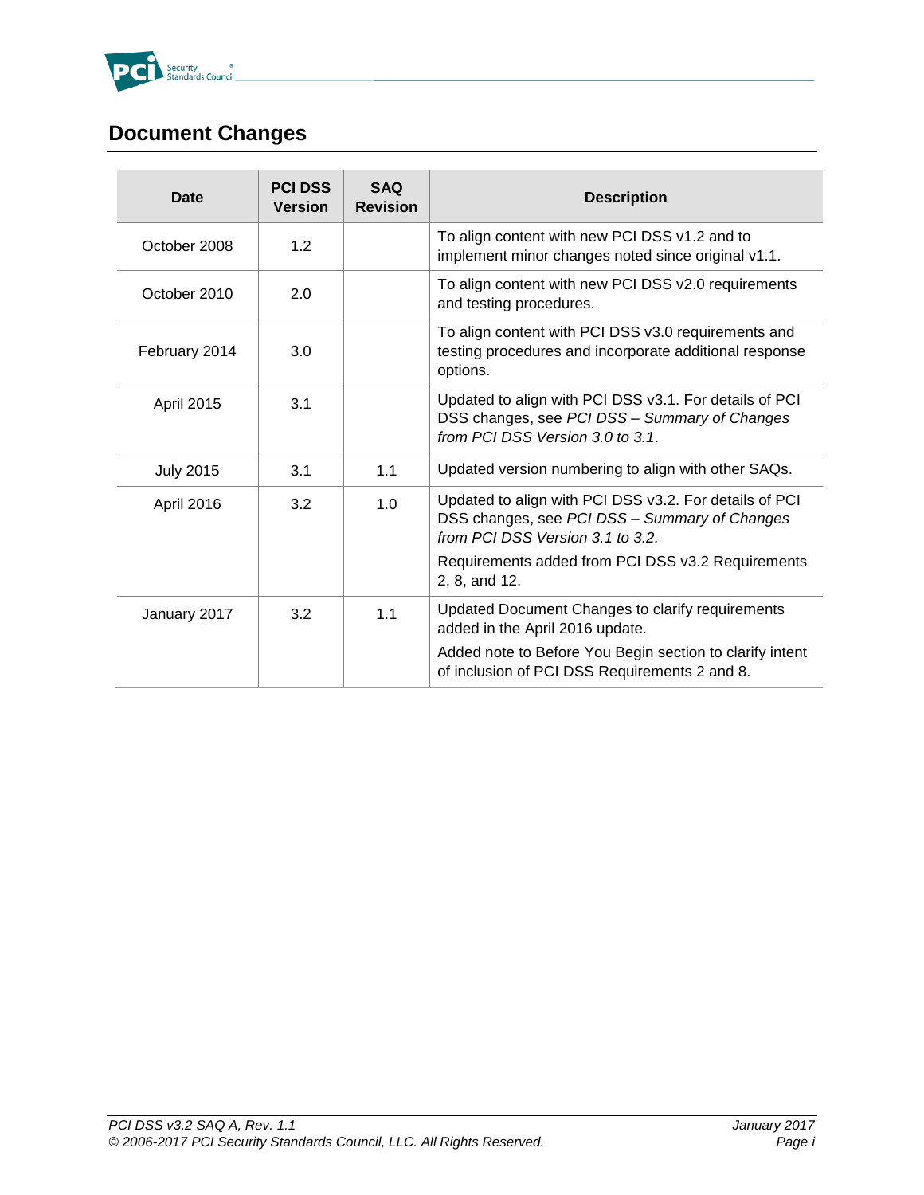# Document Changes

| Date | PCI DSS Version | SAQ Revision | Description |
|---|---|---|---|
| October 2008 | 1.2 | | To align content with new PCI DSS v1.2 and to implement minor changes noted since original v1.1. |
| October 2010 | 2.0 | | To align content with new PCI DSS v2.0 requirements and testing procedures. |
| February 2014 | 3.0 | | To align content with PCI DSS v3.0 requirements and testing procedures and incorporate additional response options. |
| April 2015 | 3.1 | | Updated to align with PCI DSS v3.1. For details of PCI DSS changes, see *PCI DSS – Summary of Changes from PCI DSS Version 3.0 to 3.1*. |
| July 2015 | 3.1 | 1.1 | Updated version numbering to align with other SAQs. |
| April 2016 | 3.2 | 1.0 | Updated to align with PCI DSS v3.2. For details of PCI DSS changes, see *PCI DSS – Summary of Changes from PCI DSS Version 3.1 to 3.2.*<br>Requirements added from PCI DSS v3.2 Requirements 2, 8, and 12. |
| January 2017 | 3.2 | 1.1 | Updated Document Changes to clarify requirements added in the April 2016 update.<br>Added note to Before You Begin section to clarify intent of inclusion of PCI DSS Requirements 2 and 8. |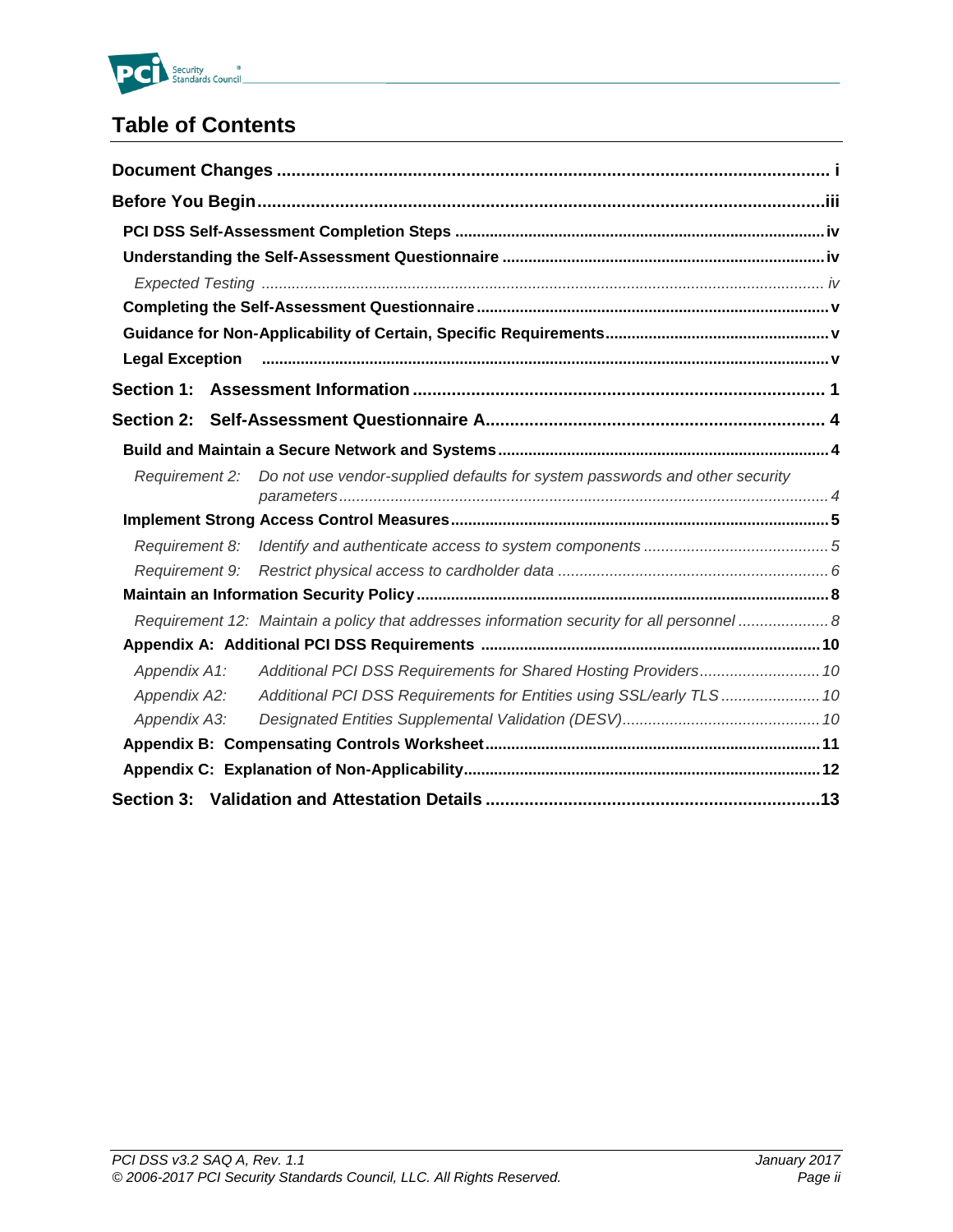# Table of Contents

**Document Changes** ........................................................................................................ i

**Before You Begin** ........................................................................................................ iii

- **PCI DSS Self-Assessment Completion Steps** ........................................................ iv
- **Understanding the Self-Assessment Questionnaire** ............................................. iv
  - *Expected Testing* ........................................................................................... iv
- **Completing the Self-Assessment Questionnaire** ................................................... v
- **Guidance for Non-Applicability of Certain, Specific Requirements** ........................ v
- **Legal Exception** ........................................................................................................ v

**Section 1: Assessment Information** ............................................................................ 1

**Section 2: Self-Assessment Questionnaire A** ................................................................ 4

- **Build and Maintain a Secure Network and Systems** ................................................ 4
  - *Requirement 2: Do not use vendor-supplied defaults for system passwords and other security parameters* .................................................................................................... 4
- **Implement Strong Access Control Measures** ............................................................ 5
  - *Requirement 8: Identify and authenticate access to system components* ................. 5
  - *Requirement 9: Restrict physical access to cardholder data* .................................... 6
- **Maintain an Information Security Policy** ................................................................... 8
  - *Requirement 12: Maintain a policy that addresses information security for all personnel* ..... 8
- **Appendix A: Additional PCI DSS Requirements** ...................................................... 10
  - *Appendix A1: Additional PCI DSS Requirements for Shared Hosting Providers* ......... 10
  - *Appendix A2: Additional PCI DSS Requirements for Entities using SSL/early TLS* ...... 10
  - *Appendix A3: Designated Entities Supplemental Validation (DESV)* ......................... 10
- **Appendix B: Compensating Controls Worksheet** ..................................................... 11
- **Appendix C: Explanation of Non-Applicability** .......................................................... 12

**Section 3: Validation and Attestation Details** ............................................................. 13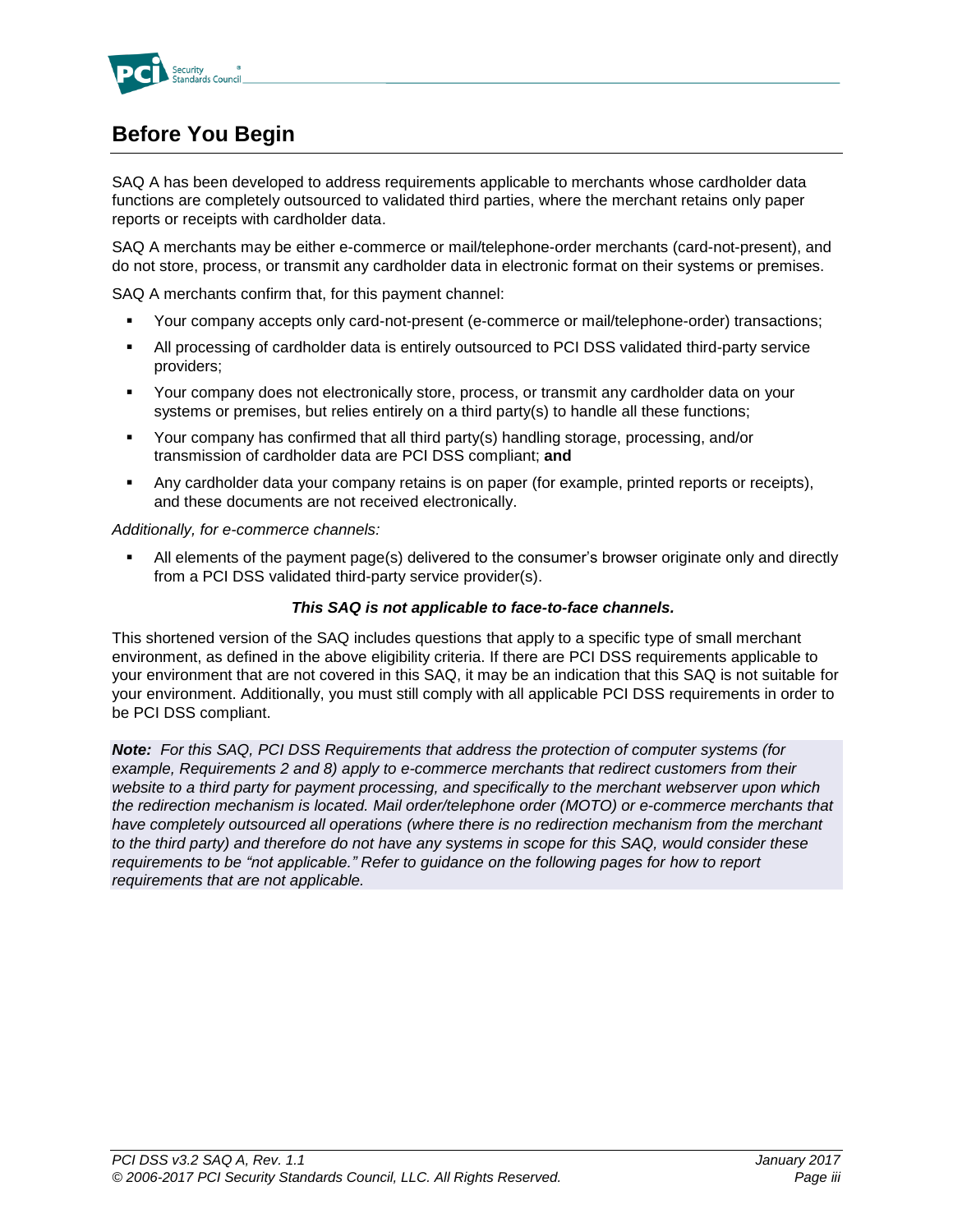# Before You Begin

SAQ A has been developed to address requirements applicable to merchants whose cardholder data functions are completely outsourced to validated third parties, where the merchant retains only paper reports or receipts with cardholder data.

SAQ A merchants may be either e-commerce or mail/telephone-order merchants (card-not-present), and do not store, process, or transmit any cardholder data in electronic format on their systems or premises.

SAQ A merchants confirm that, for this payment channel:

- Your company accepts only card-not-present (e-commerce or mail/telephone-order) transactions;
- All processing of cardholder data is entirely outsourced to PCI DSS validated third-party service providers;
- Your company does not electronically store, process, or transmit any cardholder data on your systems or premises, but relies entirely on a third party(s) to handle all these functions;
- Your company has confirmed that all third party(s) handling storage, processing, and/or transmission of cardholder data are PCI DSS compliant; **and**
- Any cardholder data your company retains is on paper (for example, printed reports or receipts), and these documents are not received electronically.

*Additionally, for e-commerce channels:*

- All elements of the payment page(s) delivered to the consumer's browser originate only and directly from a PCI DSS validated third-party service provider(s).

***This SAQ is not applicable to face-to-face channels.***

This shortened version of the SAQ includes questions that apply to a specific type of small merchant environment, as defined in the above eligibility criteria. If there are PCI DSS requirements applicable to your environment that are not covered in this SAQ, it may be an indication that this SAQ is not suitable for your environment. Additionally, you must still comply with all applicable PCI DSS requirements in order to be PCI DSS compliant.

***Note:*** *For this SAQ, PCI DSS Requirements that address the protection of computer systems (for example, Requirements 2 and 8) apply to e-commerce merchants that redirect customers from their website to a third party for payment processing, and specifically to the merchant webserver upon which the redirection mechanism is located. Mail order/telephone order (MOTO) or e-commerce merchants that have completely outsourced all operations (where there is no redirection mechanism from the merchant to the third party) and therefore do not have any systems in scope for this SAQ, would consider these requirements to be "not applicable." Refer to guidance on the following pages for how to report requirements that are not applicable.*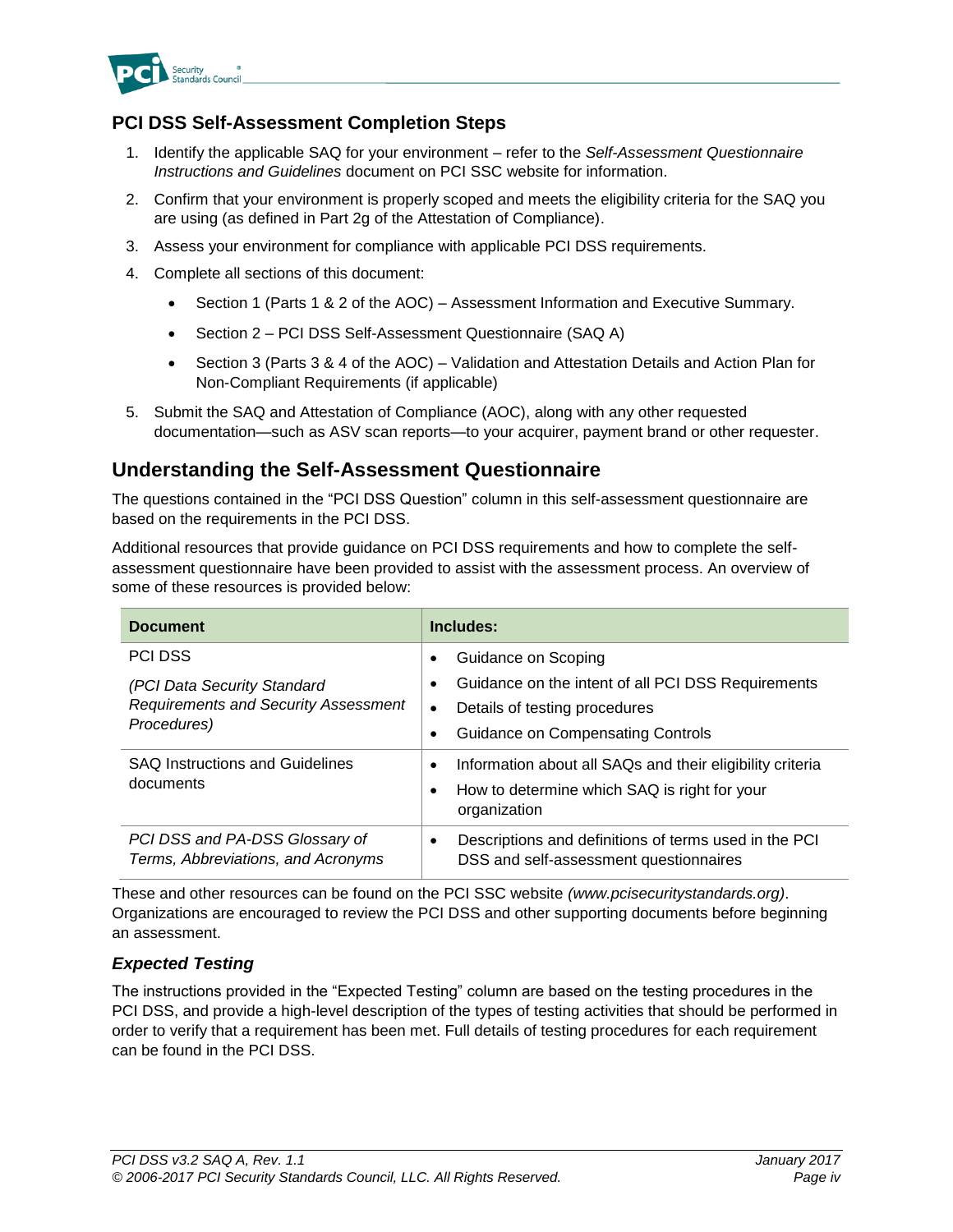## PCI DSS Self-Assessment Completion Steps

1. Identify the applicable SAQ for your environment – refer to the *Self-Assessment Questionnaire Instructions and Guidelines* document on PCI SSC website for information.
2. Confirm that your environment is properly scoped and meets the eligibility criteria for the SAQ you are using (as defined in Part 2g of the Attestation of Compliance).
3. Assess your environment for compliance with applicable PCI DSS requirements.
4. Complete all sections of this document:
   - Section 1 (Parts 1 & 2 of the AOC) – Assessment Information and Executive Summary.
   - Section 2 – PCI DSS Self-Assessment Questionnaire (SAQ A)
   - Section 3 (Parts 3 & 4 of the AOC) – Validation and Attestation Details and Action Plan for Non-Compliant Requirements (if applicable)
5. Submit the SAQ and Attestation of Compliance (AOC), along with any other requested documentation—such as ASV scan reports—to your acquirer, payment brand or other requester.

## Understanding the Self-Assessment Questionnaire

The questions contained in the "PCI DSS Question" column in this self-assessment questionnaire are based on the requirements in the PCI DSS.

Additional resources that provide guidance on PCI DSS requirements and how to complete the self-assessment questionnaire have been provided to assist with the assessment process. An overview of some of these resources is provided below:

| Document | Includes: |
|---|---|
| PCI DSS<br>*(PCI Data Security Standard Requirements and Security Assessment Procedures)* | • Guidance on Scoping<br>• Guidance on the intent of all PCI DSS Requirements<br>• Details of testing procedures<br>• Guidance on Compensating Controls |
| SAQ Instructions and Guidelines documents | • Information about all SAQs and their eligibility criteria<br>• How to determine which SAQ is right for your organization |
| *PCI DSS and PA-DSS Glossary of Terms, Abbreviations, and Acronyms* | • Descriptions and definitions of terms used in the PCI DSS and self-assessment questionnaires |

These and other resources can be found on the PCI SSC website *(www.pcisecuritystandards.org)*. Organizations are encouraged to review the PCI DSS and other supporting documents before beginning an assessment.

### *Expected Testing*

The instructions provided in the "Expected Testing" column are based on the testing procedures in the PCI DSS, and provide a high-level description of the types of testing activities that should be performed in order to verify that a requirement has been met. Full details of testing procedures for each requirement can be found in the PCI DSS.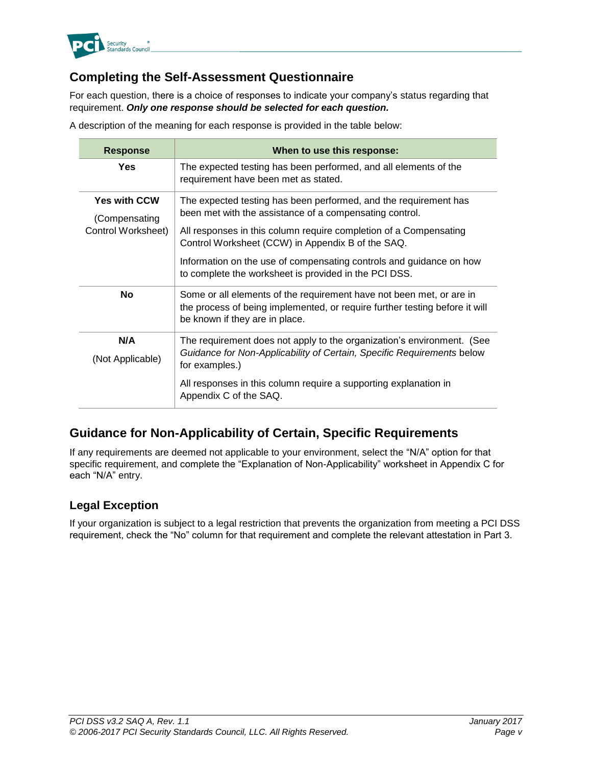## Completing the Self-Assessment Questionnaire

For each question, there is a choice of responses to indicate your company's status regarding that requirement. ***Only one response should be selected for each question.***

A description of the meaning for each response is provided in the table below:

| Response | When to use this response: |
|---|---|
| **Yes** | The expected testing has been performed, and all elements of the requirement have been met as stated. |
| **Yes with CCW** (Compensating Control Worksheet) | The expected testing has been performed, and the requirement has been met with the assistance of a compensating control. All responses in this column require completion of a Compensating Control Worksheet (CCW) in Appendix B of the SAQ. Information on the use of compensating controls and guidance on how to complete the worksheet is provided in the PCI DSS. |
| **No** | Some or all elements of the requirement have not been met, or are in the process of being implemented, or require further testing before it will be known if they are in place. |
| **N/A** (Not Applicable) | The requirement does not apply to the organization's environment. (See *Guidance for Non-Applicability of Certain, Specific Requirements* below for examples.) All responses in this column require a supporting explanation in Appendix C of the SAQ. |

## Guidance for Non-Applicability of Certain, Specific Requirements

If any requirements are deemed not applicable to your environment, select the "N/A" option for that specific requirement, and complete the "Explanation of Non-Applicability" worksheet in Appendix C for each "N/A" entry.

### Legal Exception

If your organization is subject to a legal restriction that prevents the organization from meeting a PCI DSS requirement, check the "No" column for that requirement and complete the relevant attestation in Part 3.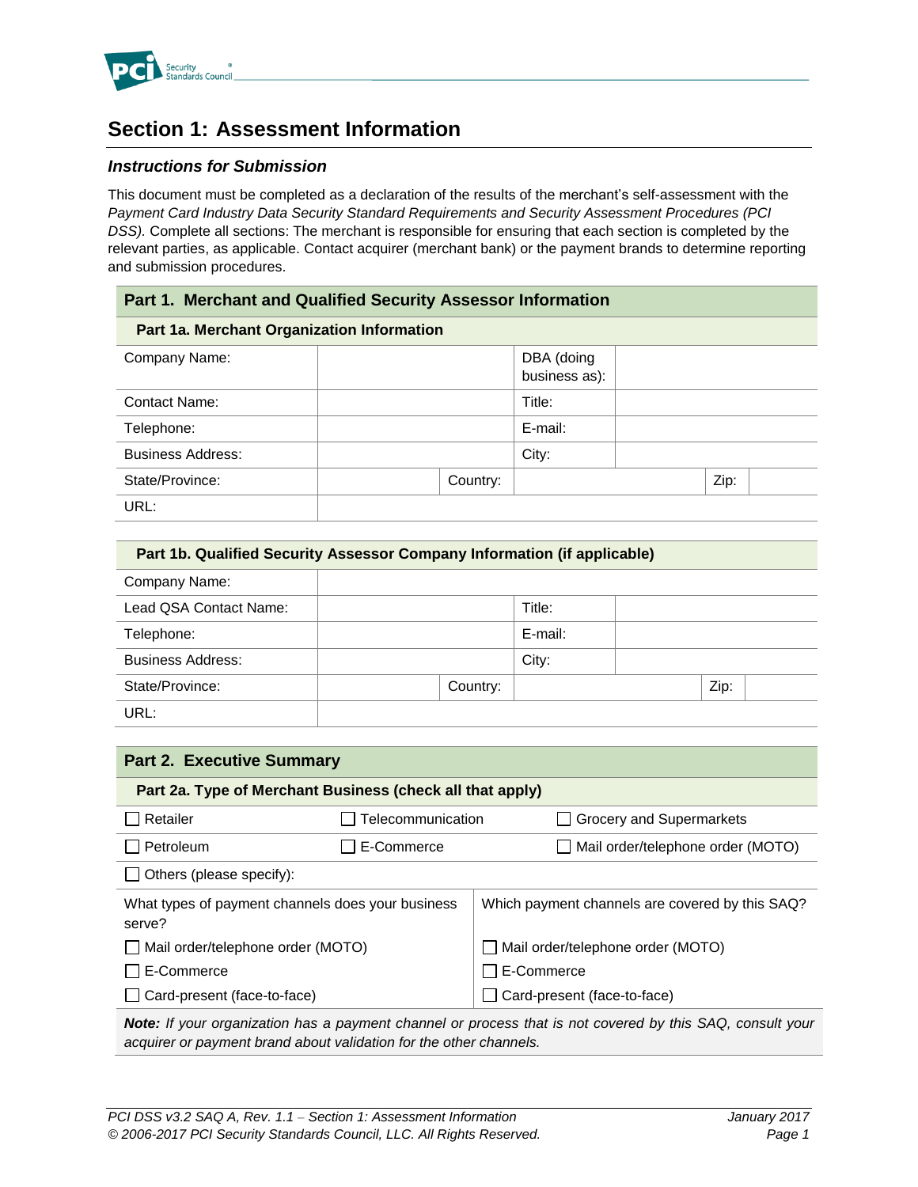## Section 1: Assessment Information

### *Instructions for Submission*

This document must be completed as a declaration of the results of the merchant's self-assessment with the *Payment Card Industry Data Security Standard Requirements and Security Assessment Procedures (PCI DSS).* Complete all sections: The merchant is responsible for ensuring that each section is completed by the relevant parties, as applicable. Contact acquirer (merchant bank) or the payment brands to determine reporting and submission procedures.

| **Part 1. Merchant and Qualified Security Assessor Information** | | | | | |
|---|---|---|---|---|---|
| **Part 1a. Merchant Organization Information** | | | | | |
| Company Name: | | | DBA (doing business as): | | |
| Contact Name: | | | Title: | | |
| Telephone: | | | E-mail: | | |
| Business Address: | | | City: | | |
| State/Province: | | Country: | | Zip: | |
| URL: | | | | | |

| **Part 1b. Qualified Security Assessor Company Information (if applicable)** | | | | | |
|---|---|---|---|---|---|
| Company Name: | | | | | |
| Lead QSA Contact Name: | | | Title: | | |
| Telephone: | | | E-mail: | | |
| Business Address: | | | City: | | |
| State/Province: | | Country: | | Zip: | |
| URL: | | | | | |

| **Part 2. Executive Summary** | | |
|---|---|---|
| **Part 2a. Type of Merchant Business (check all that apply)** | | |
| ☐ Retailer | ☐ Telecommunication | ☐ Grocery and Supermarkets |
| ☐ Petroleum | ☐ E-Commerce | ☐ Mail order/telephone order (MOTO) |
| ☐ Others (please specify): | | |

| What types of payment channels does your business serve? | Which payment channels are covered by this SAQ? |
|---|---|
| ☐ Mail order/telephone order (MOTO) | ☐ Mail order/telephone order (MOTO) |
| ☐ E-Commerce | ☐ E-Commerce |
| ☐ Card-present (face-to-face) | ☐ Card-present (face-to-face) |

***Note:*** *If your organization has a payment channel or process that is not covered by this SAQ, consult your acquirer or payment brand about validation for the other channels.*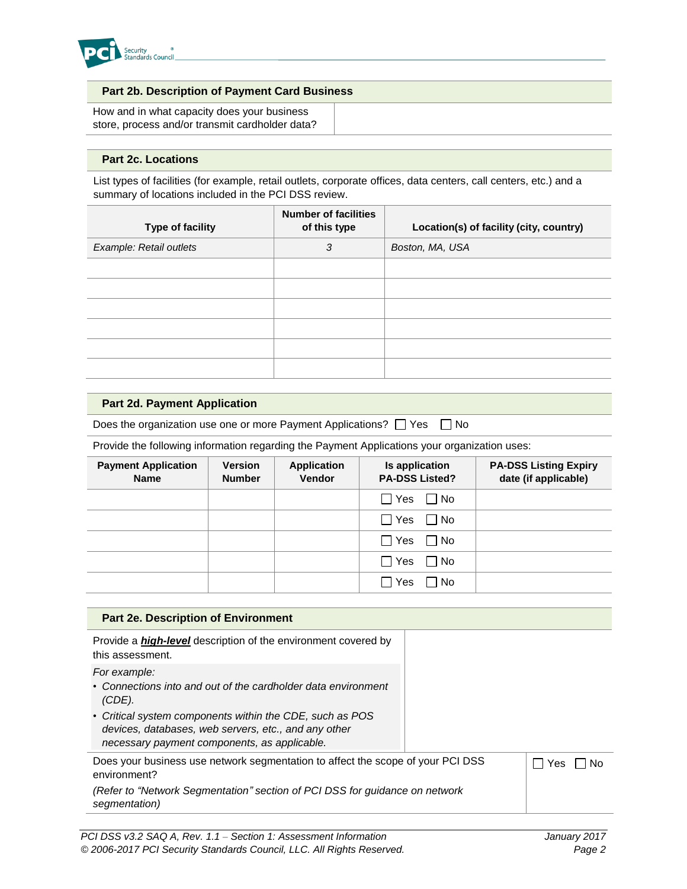## Part 2b. Description of Payment Card Business

| How and in what capacity does your business store, process and/or transmit cardholder data? | |
|---|---|

## Part 2c. Locations

List types of facilities (for example, retail outlets, corporate offices, data centers, call centers, etc.) and a summary of locations included in the PCI DSS review.

| Type of facility | Number of facilities of this type | Location(s) of facility (city, country) |
|---|---|---|
| *Example: Retail outlets* | *3* | *Boston, MA, USA* |
| | | |
| | | |
| | | |
| | | |
| | | |
| | | |

## Part 2d. Payment Application

Does the organization use one or more Payment Applications? ☐ Yes ☐ No

Provide the following information regarding the Payment Applications your organization uses:

| Payment Application Name | Version Number | Application Vendor | Is application PA-DSS Listed? | PA-DSS Listing Expiry date (if applicable) |
|---|---|---|---|---|
| | | | ☐ Yes ☐ No | |
| | | | ☐ Yes ☐ No | |
| | | | ☐ Yes ☐ No | |
| | | | ☐ Yes ☐ No | |
| | | | ☐ Yes ☐ No | |

## Part 2e. Description of Environment

| Provide a ***high-level*** description of the environment covered by this assessment.<br>*For example:*<br>• *Connections into and out of the cardholder data environment (CDE).*<br>• *Critical system components within the CDE, such as POS devices, databases, web servers, etc., and any other necessary payment components, as applicable.* | |
|---|---|
| Does your business use network segmentation to affect the scope of your PCI DSS environment?<br>*(Refer to "Network Segmentation" section of PCI DSS for guidance on network segmentation)* | ☐ Yes ☐ No |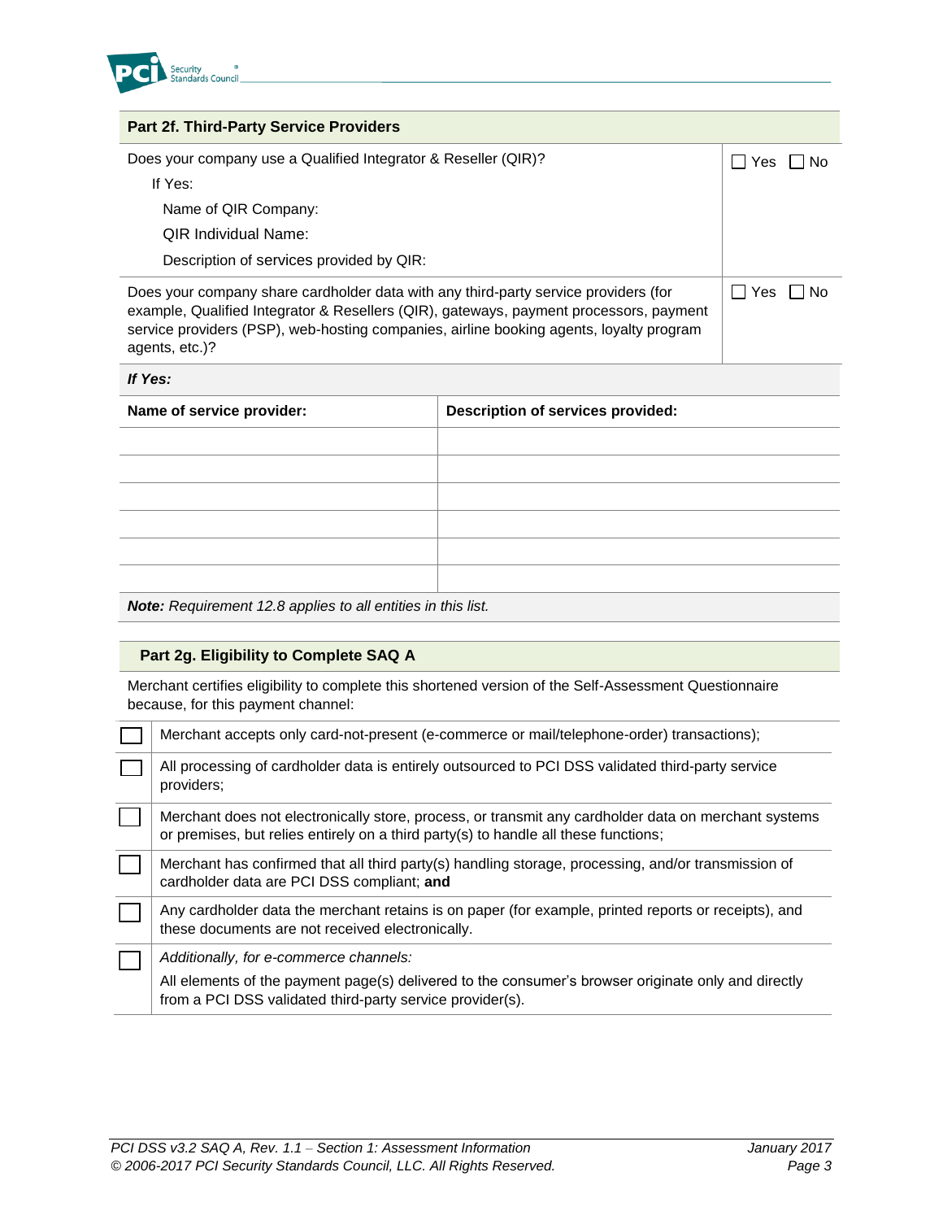## Part 2f. Third-Party Service Providers

| | |
|---|---|
| Does your company use a Qualified Integrator & Reseller (QIR)?<br>If Yes:<br>Name of QIR Company:<br>QIR Individual Name:<br>Description of services provided by QIR: | ☐ Yes ☐ No |
| Does your company share cardholder data with any third-party service providers (for example, Qualified Integrator & Resellers (QIR), gateways, payment processors, payment service providers (PSP), web-hosting companies, airline booking agents, loyalty program agents, etc.)? | ☐ Yes ☐ No |

***If Yes:***

| Name of service provider: | Description of services provided: |
|---|---|
| | |
| | |
| | |
| | |
| | |
| | |

***Note:*** *Requirement 12.8 applies to all entities in this list.*

## Part 2g. Eligibility to Complete SAQ A

Merchant certifies eligibility to complete this shortened version of the Self-Assessment Questionnaire because, for this payment channel:

| | |
|---|---|
| ☐ | Merchant accepts only card-not-present (e-commerce or mail/telephone-order) transactions); |
| ☐ | All processing of cardholder data is entirely outsourced to PCI DSS validated third-party service providers; |
| ☐ | Merchant does not electronically store, process, or transmit any cardholder data on merchant systems or premises, but relies entirely on a third party(s) to handle all these functions; |
| ☐ | Merchant has confirmed that all third party(s) handling storage, processing, and/or transmission of cardholder data are PCI DSS compliant; **and** |
| ☐ | Any cardholder data the merchant retains is on paper (for example, printed reports or receipts), and these documents are not received electronically. |
| ☐ | *Additionally, for e-commerce channels:*<br>All elements of the payment page(s) delivered to the consumer's browser originate only and directly from a PCI DSS validated third-party service provider(s). |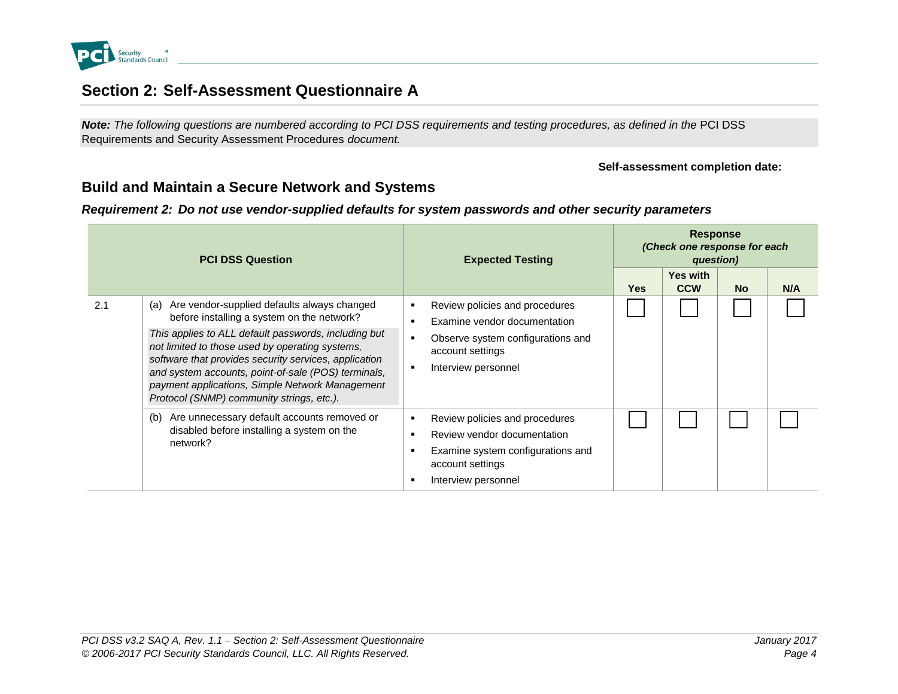## Section 2: Self-Assessment Questionnaire A

***Note:** The following questions are numbered according to PCI DSS requirements and testing procedures, as defined in the* PCI DSS Requirements and Security Assessment Procedures *document.*

**Self-assessment completion date:**

### Build and Maintain a Secure Network and Systems

#### *Requirement 2: Do not use vendor-supplied defaults for system passwords and other security parameters*

| PCI DSS Question | | Expected Testing | Response *(Check one response for each question)* | | | |
|---|---|---|---|---|---|---|
| | | | **Yes** | **Yes with CCW** | **No** | **N/A** |
| 2.1 | (a) Are vendor-supplied defaults always changed before installing a system on the network?<br>*This applies to ALL default passwords, including but not limited to those used by operating systems, software that provides security services, application and system accounts, point-of-sale (POS) terminals, payment applications, Simple Network Management Protocol (SNMP) community strings, etc.).* | ▪ Review policies and procedures<br>▪ Examine vendor documentation<br>▪ Observe system configurations and account settings<br>▪ Interview personnel | ☐ | ☐ | ☐ | ☐ |
| | (b) Are unnecessary default accounts removed or disabled before installing a system on the network? | ▪ Review policies and procedures<br>▪ Review vendor documentation<br>▪ Examine system configurations and account settings<br>▪ Interview personnel | ☐ | ☐ | ☐ | ☐ |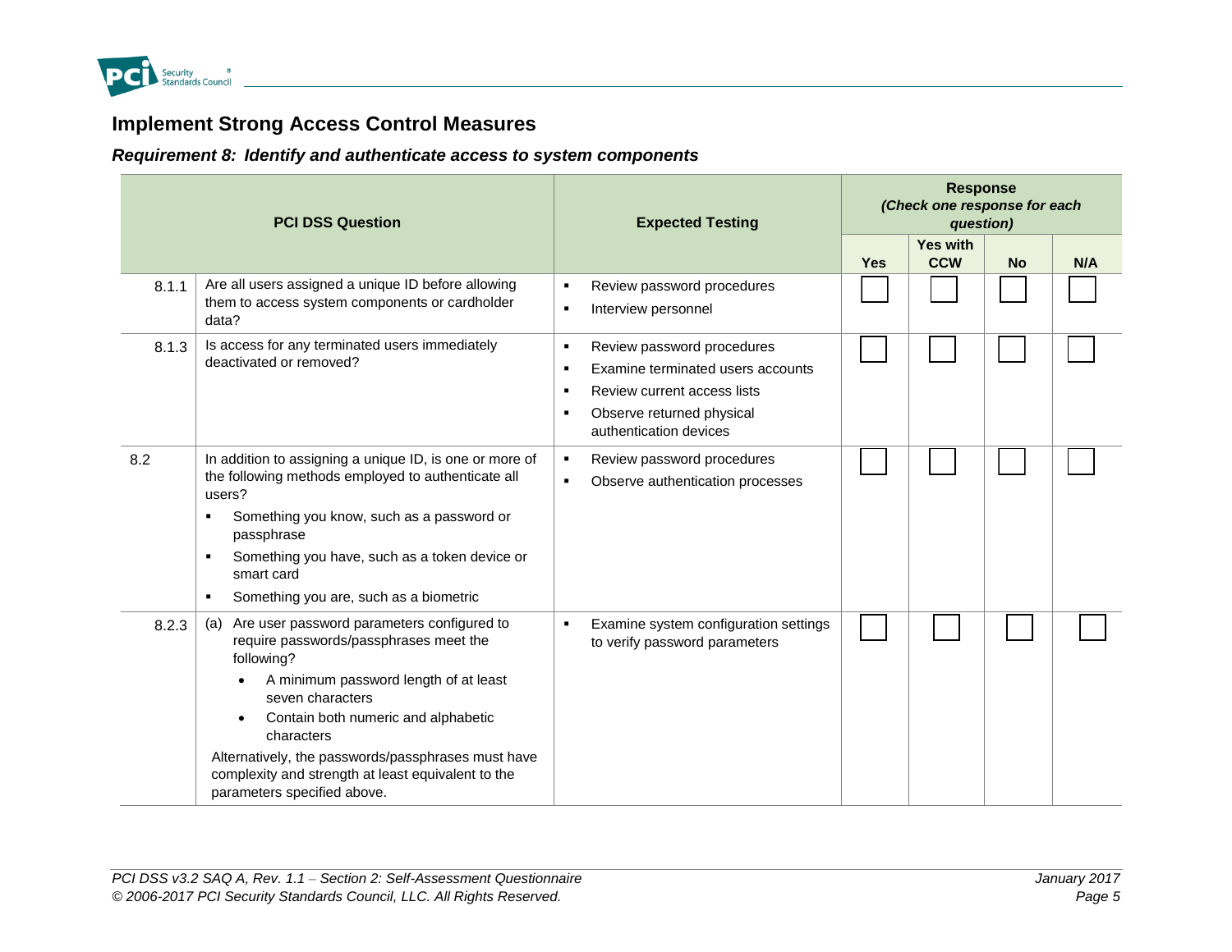## Implement Strong Access Control Measures

### *Requirement 8: Identify and authenticate access to system components*

| | PCI DSS Question | Expected Testing | Response *(Check one response for each question)* | | | |
|---|---|---|---|---|---|---|
| | | | **Yes** | **Yes with CCW** | **No** | **N/A** |
| 8.1.1 | Are all users assigned a unique ID before allowing them to access system components or cardholder data? | ▪ Review password procedures<br>▪ Interview personnel | ☐ | ☐ | ☐ | ☐ |
| 8.1.3 | Is access for any terminated users immediately deactivated or removed? | ▪ Review password procedures<br>▪ Examine terminated users accounts<br>▪ Review current access lists<br>▪ Observe returned physical authentication devices | ☐ | ☐ | ☐ | ☐ |
| 8.2 | In addition to assigning a unique ID, is one or more of the following methods employed to authenticate all users?<br>▪ Something you know, such as a password or passphrase<br>▪ Something you have, such as a token device or smart card<br>▪ Something you are, such as a biometric | ▪ Review password procedures<br>▪ Observe authentication processes | ☐ | ☐ | ☐ | ☐ |
| 8.2.3 | (a) Are user password parameters configured to require passwords/passphrases meet the following?<br>• A minimum password length of at least seven characters<br>• Contain both numeric and alphabetic characters<br>Alternatively, the passwords/passphrases must have complexity and strength at least equivalent to the parameters specified above. | ▪ Examine system configuration settings to verify password parameters | ☐ | ☐ | ☐ | ☐ |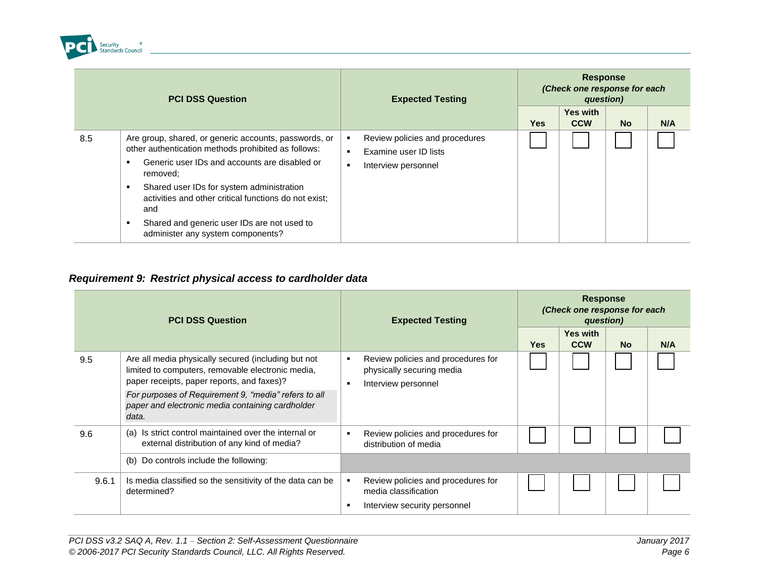| PCI DSS Question | | Expected Testing | Response *(Check one response for each question)* | | | |
|---|---|---|---|---|---|---|
| | | | Yes | Yes with CCW | No | N/A |
| 8.5 | Are group, shared, or generic accounts, passwords, or other authentication methods prohibited as follows:<br>▪ Generic user IDs and accounts are disabled or removed;<br>▪ Shared user IDs for system administration activities and other critical functions do not exist; and<br>▪ Shared and generic user IDs are not used to administer any system components? | ▪ Review policies and procedures<br>▪ Examine user ID lists<br>▪ Interview personnel | ☐ | ☐ | ☐ | ☐ |

### *Requirement 9: Restrict physical access to cardholder data*

| PCI DSS Question | | Expected Testing | Response *(Check one response for each question)* | | | |
|---|---|---|---|---|---|---|
| | | | Yes | Yes with CCW | No | N/A |
| 9.5 | Are all media physically secured (including but not limited to computers, removable electronic media, paper receipts, paper reports, and faxes)?<br>*For purposes of Requirement 9, "media" refers to all paper and electronic media containing cardholder data.* | ▪ Review policies and procedures for physically securing media<br>▪ Interview personnel | ☐ | ☐ | ☐ | ☐ |
| 9.6 | (a) Is strict control maintained over the internal or external distribution of any kind of media? | ▪ Review policies and procedures for distribution of media | ☐ | ☐ | ☐ | ☐ |
| | (b) Do controls include the following: | | | | | |
| 9.6.1 | Is media classified so the sensitivity of the data can be determined? | ▪ Review policies and procedures for media classification<br>▪ Interview security personnel | ☐ | ☐ | ☐ | ☐ |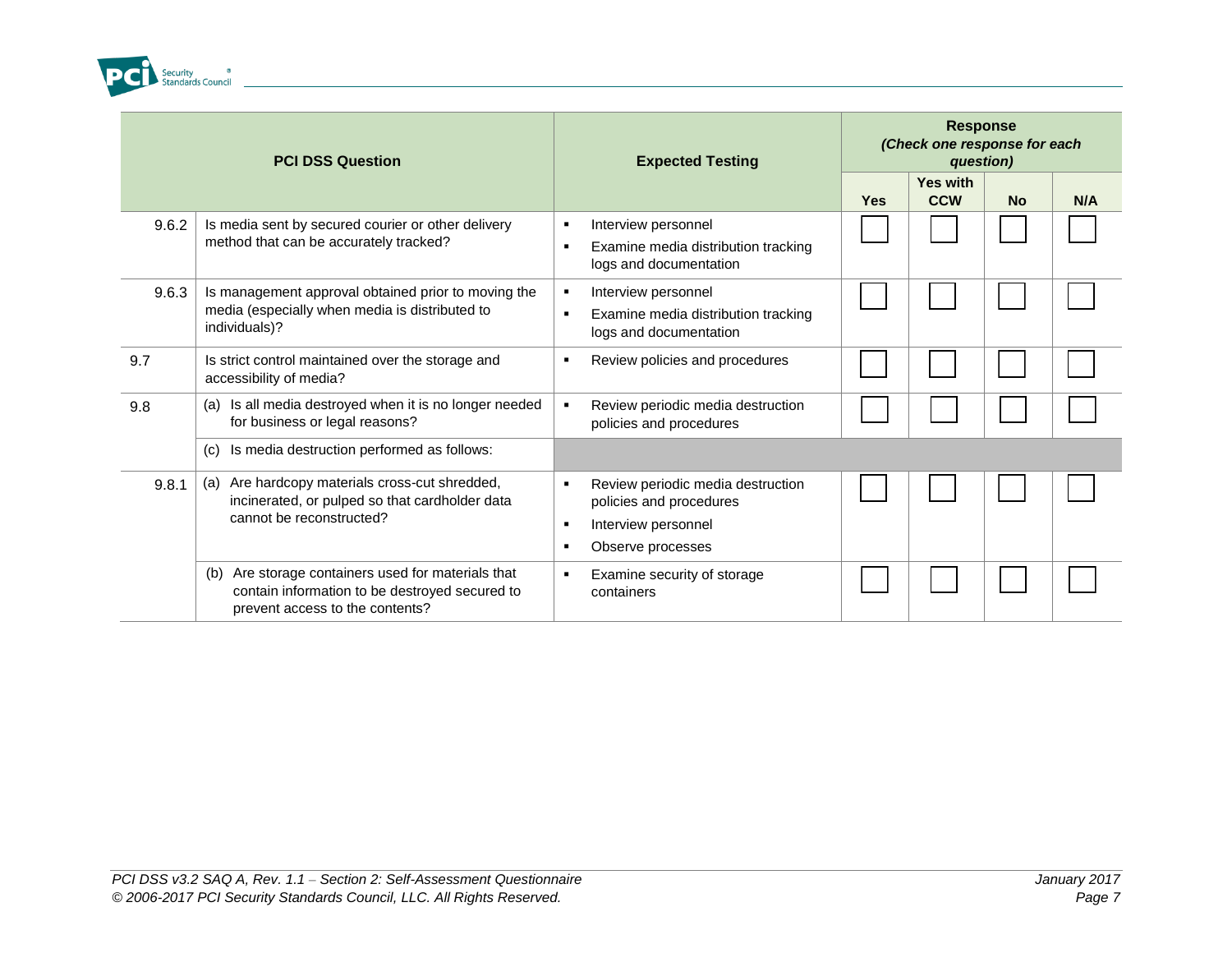| | PCI DSS Question | Expected Testing | Response (Check one response for each question) | | | |
|---|---|---|---|---|---|---|
| | | | Yes | Yes with CCW | No | N/A |
| 9.6.2 | Is media sent by secured courier or other delivery method that can be accurately tracked? | ▪ Interview personnel<br>▪ Examine media distribution tracking logs and documentation | ☐ | ☐ | ☐ | ☐ |
| 9.6.3 | Is management approval obtained prior to moving the media (especially when media is distributed to individuals)? | ▪ Interview personnel<br>▪ Examine media distribution tracking logs and documentation | ☐ | ☐ | ☐ | ☐ |
| 9.7 | Is strict control maintained over the storage and accessibility of media? | ▪ Review policies and procedures | ☐ | ☐ | ☐ | ☐ |
| 9.8 | (a) Is all media destroyed when it is no longer needed for business or legal reasons? | ▪ Review periodic media destruction policies and procedures | ☐ | ☐ | ☐ | ☐ |
| | (c) Is media destruction performed as follows: | | | | | |
| 9.8.1 | (a) Are hardcopy materials cross-cut shredded, incinerated, or pulped so that cardholder data cannot be reconstructed? | ▪ Review periodic media destruction policies and procedures<br>▪ Interview personnel<br>▪ Observe processes | ☐ | ☐ | ☐ | ☐ |
| | (b) Are storage containers used for materials that contain information to be destroyed secured to prevent access to the contents? | ▪ Examine security of storage containers | ☐ | ☐ | ☐ | ☐ |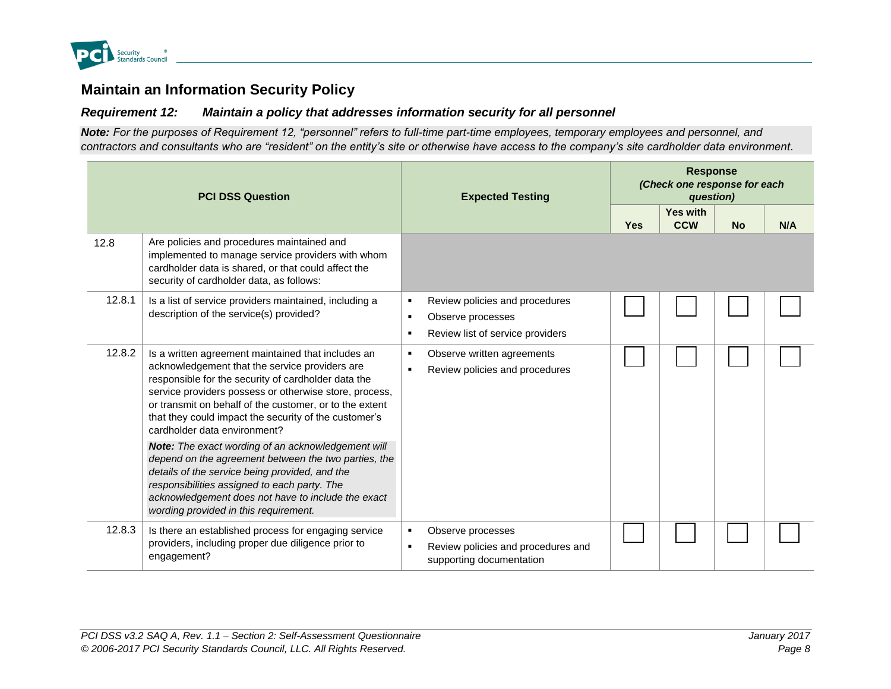## Maintain an Information Security Policy

### *Requirement 12: Maintain a policy that addresses information security for all personnel*

***Note:*** *For the purposes of Requirement 12, "personnel" refers to full-time part-time employees, temporary employees and personnel, and contractors and consultants who are "resident" on the entity's site or otherwise have access to the company's site cardholder data environment.*

| PCI DSS Question | | Expected Testing | Response *(Check one response for each question)* | | | |
|---|---|---|---|---|---|---|
| | | | Yes | Yes with CCW | No | N/A |
| 12.8 | Are policies and procedures maintained and implemented to manage service providers with whom cardholder data is shared, or that could affect the security of cardholder data, as follows: | | | | | |
| 12.8.1 | Is a list of service providers maintained, including a description of the service(s) provided? | ▪ Review policies and procedures<br>▪ Observe processes<br>▪ Review list of service providers | ☐ | ☐ | ☐ | ☐ |
| 12.8.2 | Is a written agreement maintained that includes an acknowledgement that the service providers are responsible for the security of cardholder data the service providers possess or otherwise store, process, or transmit on behalf of the customer, or to the extent that they could impact the security of the customer's cardholder data environment?<br><br>***Note:*** *The exact wording of an acknowledgement will depend on the agreement between the two parties, the details of the service being provided, and the responsibilities assigned to each party. The acknowledgement does not have to include the exact wording provided in this requirement.* | ▪ Observe written agreements<br>▪ Review policies and procedures | ☐ | ☐ | ☐ | ☐ |
| 12.8.3 | Is there an established process for engaging service providers, including proper due diligence prior to engagement? | ▪ Observe processes<br>▪ Review policies and procedures and supporting documentation | ☐ | ☐ | ☐ | ☐ |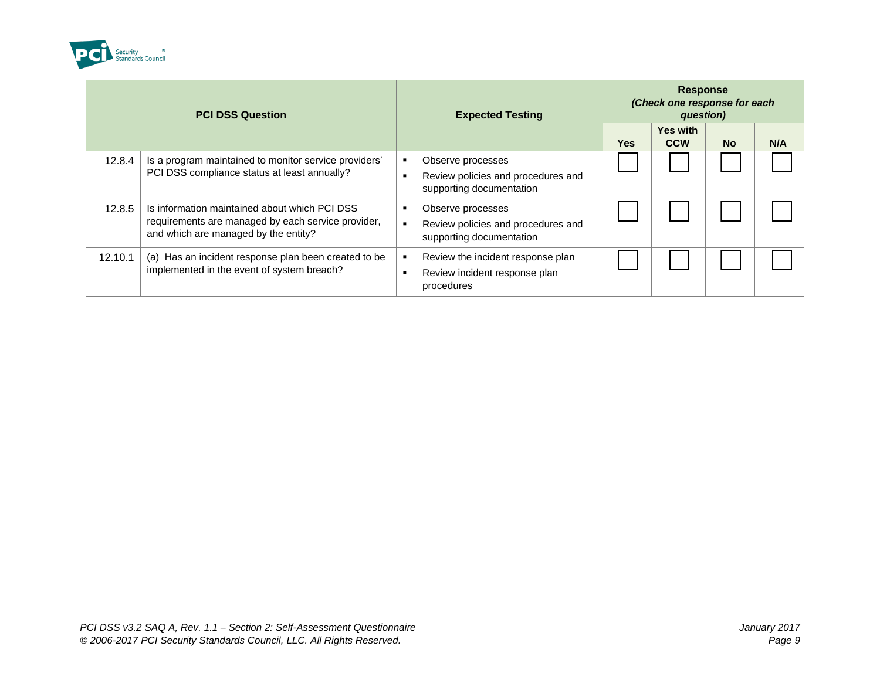| PCI DSS Question | | Expected Testing | Response *(Check one response for each question)* | | | |
|---|---|---|---|---|---|---|
| | | | **Yes** | **Yes with CCW** | **No** | **N/A** |
| 12.8.4 | Is a program maintained to monitor service providers' PCI DSS compliance status at least annually? | ▪ Observe processes<br>▪ Review policies and procedures and supporting documentation | ☐ | ☐ | ☐ | ☐ |
| 12.8.5 | Is information maintained about which PCI DSS requirements are managed by each service provider, and which are managed by the entity? | ▪ Observe processes<br>▪ Review policies and procedures and supporting documentation | ☐ | ☐ | ☐ | ☐ |
| 12.10.1 | (a) Has an incident response plan been created to be implemented in the event of system breach? | ▪ Review the incident response plan<br>▪ Review incident response plan procedures | ☐ | ☐ | ☐ | ☐ |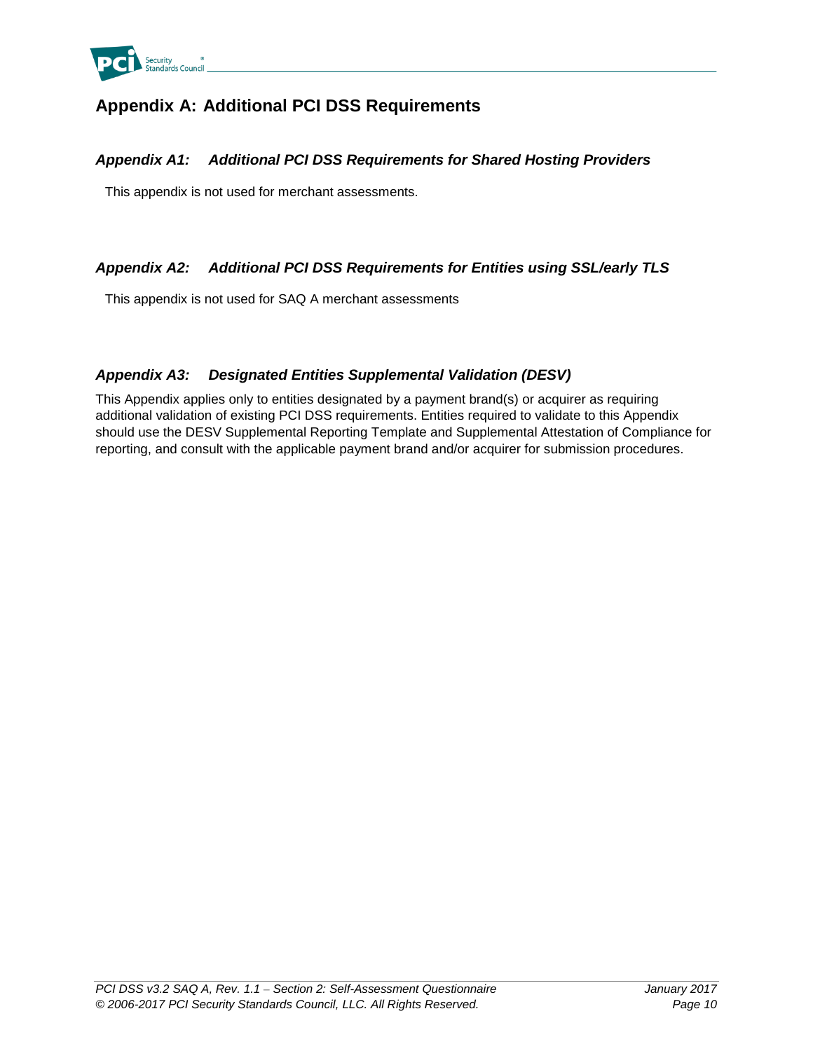# Appendix A: Additional PCI DSS Requirements

## *Appendix A1: Additional PCI DSS Requirements for Shared Hosting Providers*

This appendix is not used for merchant assessments.

## *Appendix A2: Additional PCI DSS Requirements for Entities using SSL/early TLS*

This appendix is not used for SAQ A merchant assessments

## *Appendix A3: Designated Entities Supplemental Validation (DESV)*

This Appendix applies only to entities designated by a payment brand(s) or acquirer as requiring additional validation of existing PCI DSS requirements. Entities required to validate to this Appendix should use the DESV Supplemental Reporting Template and Supplemental Attestation of Compliance for reporting, and consult with the applicable payment brand and/or acquirer for submission procedures.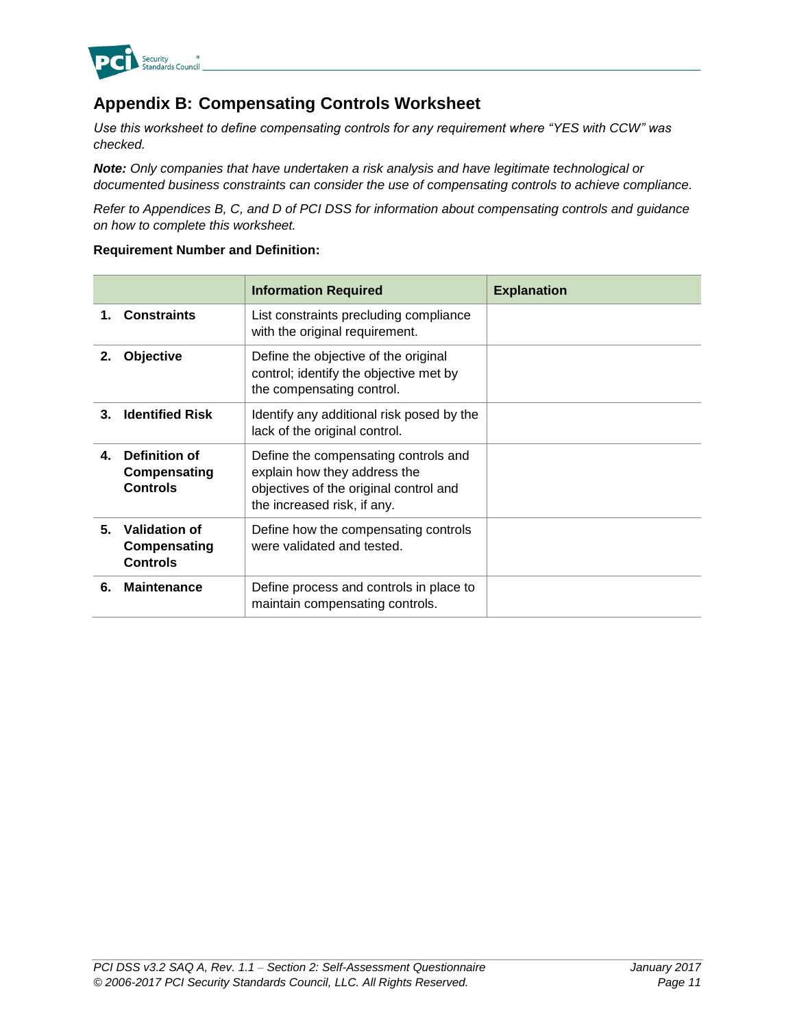## Appendix B: Compensating Controls Worksheet

*Use this worksheet to define compensating controls for any requirement where "YES with CCW" was checked.*

***Note:*** *Only companies that have undertaken a risk analysis and have legitimate technological or documented business constraints can consider the use of compensating controls to achieve compliance.*

*Refer to Appendices B, C, and D of PCI DSS for information about compensating controls and guidance on how to complete this worksheet.*

**Requirement Number and Definition:**

| | **Information Required** | **Explanation** |
|---|---|---|
| **1. Constraints** | List constraints precluding compliance with the original requirement. | |
| **2. Objective** | Define the objective of the original control; identify the objective met by the compensating control. | |
| **3. Identified Risk** | Identify any additional risk posed by the lack of the original control. | |
| **4. Definition of Compensating Controls** | Define the compensating controls and explain how they address the objectives of the original control and the increased risk, if any. | |
| **5. Validation of Compensating Controls** | Define how the compensating controls were validated and tested. | |
| **6. Maintenance** | Define process and controls in place to maintain compensating controls. | |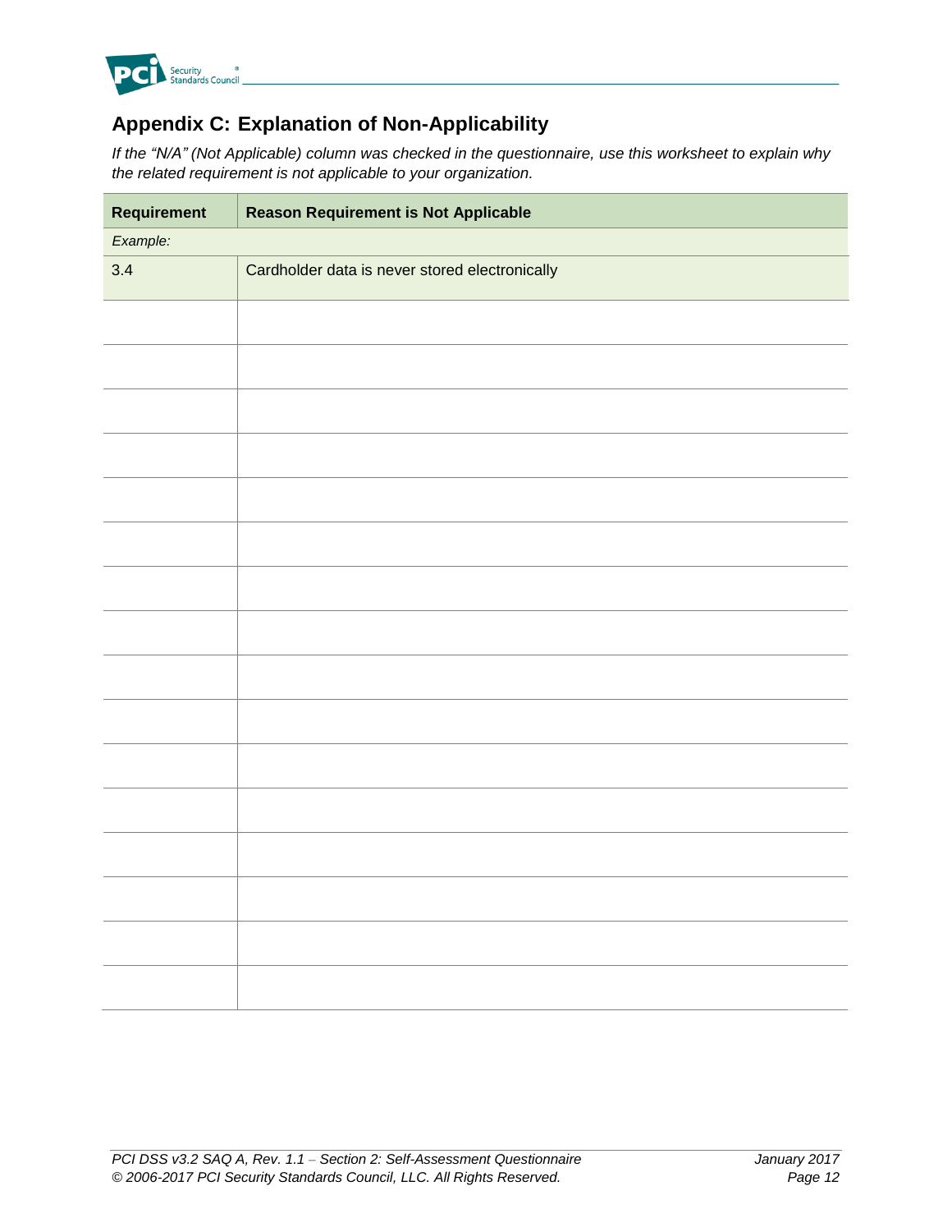## Appendix C: Explanation of Non-Applicability

*If the "N/A" (Not Applicable) column was checked in the questionnaire, use this worksheet to explain why the related requirement is not applicable to your organization.*

| Requirement | Reason Requirement is Not Applicable |
|---|---|
| *Example:* | |
| 3.4 | Cardholder data is never stored electronically |
| | |
| | |
| | |
| | |
| | |
| | |
| | |
| | |
| | |
| | |
| | |
| | |
| | |
| | |
| | |
| | |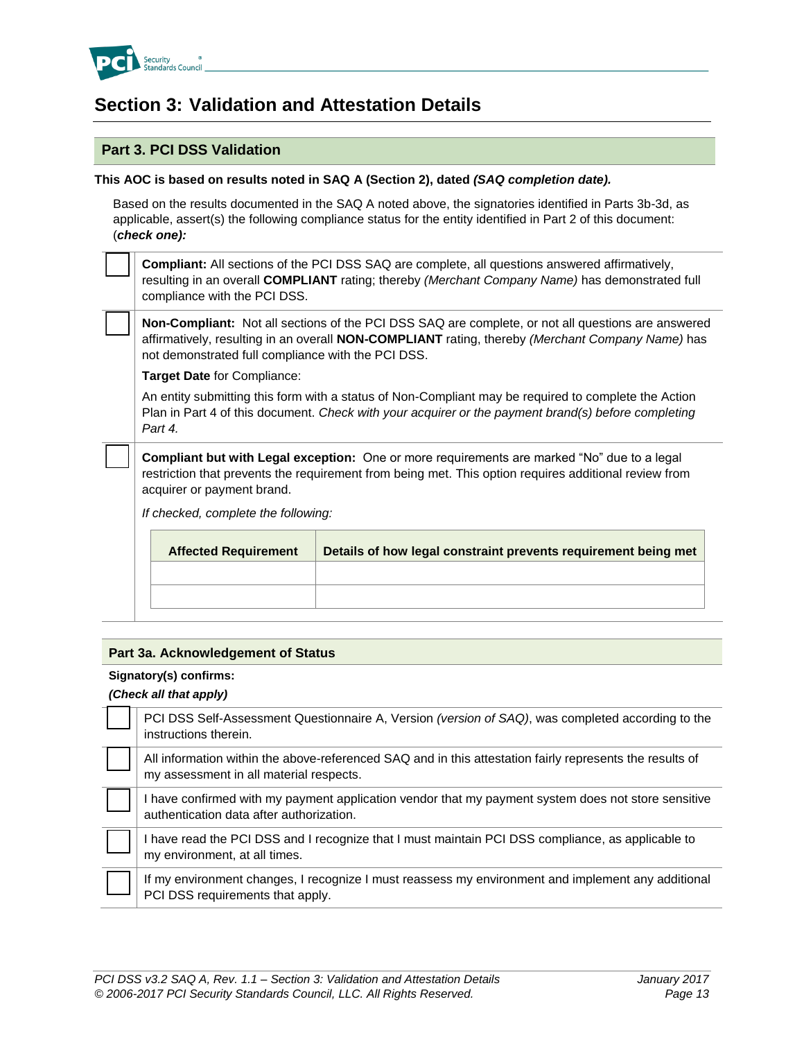# Section 3: Validation and Attestation Details

## Part 3. PCI DSS Validation

**This AOC is based on results noted in SAQ A (Section 2), dated *(SAQ completion date).***

Based on the results documented in the SAQ A noted above, the signatories identified in Parts 3b-3d, as applicable, assert(s) the following compliance status for the entity identified in Part 2 of this document: (***check one):***

☐ **Compliant:** All sections of the PCI DSS SAQ are complete, all questions answered affirmatively, resulting in an overall **COMPLIANT** rating; thereby *(Merchant Company Name)* has demonstrated full compliance with the PCI DSS.

☐ **Non-Compliant:** Not all sections of the PCI DSS SAQ are complete, or not all questions are answered affirmatively, resulting in an overall **NON-COMPLIANT** rating, thereby *(Merchant Company Name)* has not demonstrated full compliance with the PCI DSS.

**Target Date** for Compliance:

An entity submitting this form with a status of Non-Compliant may be required to complete the Action Plan in Part 4 of this document. *Check with your acquirer or the payment brand(s) before completing Part 4.*

☐ **Compliant but with Legal exception:** One or more requirements are marked "No" due to a legal restriction that prevents the requirement from being met. This option requires additional review from acquirer or payment brand.

*If checked, complete the following:*

| Affected Requirement | Details of how legal constraint prevents requirement being met |
|---|---|
| | |
| | |

### Part 3a. Acknowledgement of Status

**Signatory(s) confirms:**

***(Check all that apply)***

☐ PCI DSS Self-Assessment Questionnaire A, Version *(version of SAQ)*, was completed according to the instructions therein.

☐ All information within the above-referenced SAQ and in this attestation fairly represents the results of my assessment in all material respects.

☐ I have confirmed with my payment application vendor that my payment system does not store sensitive authentication data after authorization.

☐ I have read the PCI DSS and I recognize that I must maintain PCI DSS compliance, as applicable to my environment, at all times.

☐ If my environment changes, I recognize I must reassess my environment and implement any additional PCI DSS requirements that apply.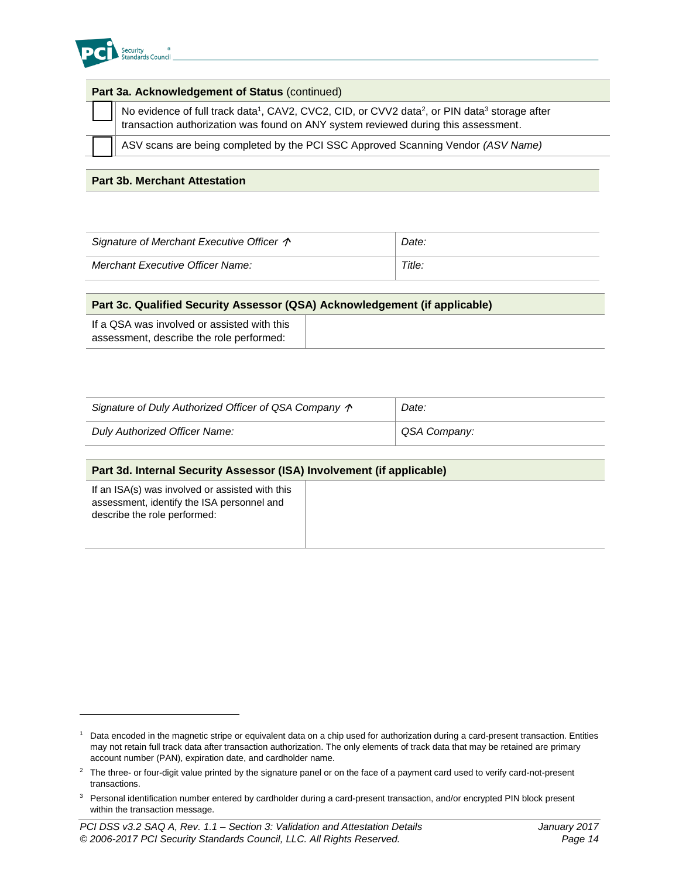| Part 3a. Acknowledgement of Status (continued) | |
|---|---|
| ☐ | No evidence of full track data[1], CAV2, CVC2, CID, or CVV2 data[2], or PIN data[3] storage after transaction authorization was found on ANY system reviewed during this assessment. |
| ☐ | ASV scans are being completed by the PCI SSC Approved Scanning Vendor *(ASV Name)* |

| Part 3b. Merchant Attestation | |
|---|---|
| *Signature of Merchant Executive Officer ↑* | *Date:* |
| *Merchant Executive Officer Name:* | *Title:* |

| Part 3c. Qualified Security Assessor (QSA) Acknowledgement (if applicable) | |
|---|---|
| If a QSA was involved or assisted with this assessment, describe the role performed: | |

| *Signature of Duly Authorized Officer of QSA Company ↑* | *Date:* |
|---|---|
| *Duly Authorized Officer Name:* | *QSA Company:* |

| Part 3d. Internal Security Assessor (ISA) Involvement (if applicable) | |
|---|---|
| If an ISA(s) was involved or assisted with this assessment, identify the ISA personnel and describe the role performed: | |

[1] Data encoded in the magnetic stripe or equivalent data on a chip used for authorization during a card-present transaction. Entities may not retain full track data after transaction authorization. The only elements of track data that may be retained are primary account number (PAN), expiration date, and cardholder name.

[2] The three- or four-digit value printed by the signature panel or on the face of a payment card used to verify card-not-present transactions.

[3] Personal identification number entered by cardholder during a card-present transaction, and/or encrypted PIN block present within the transaction message.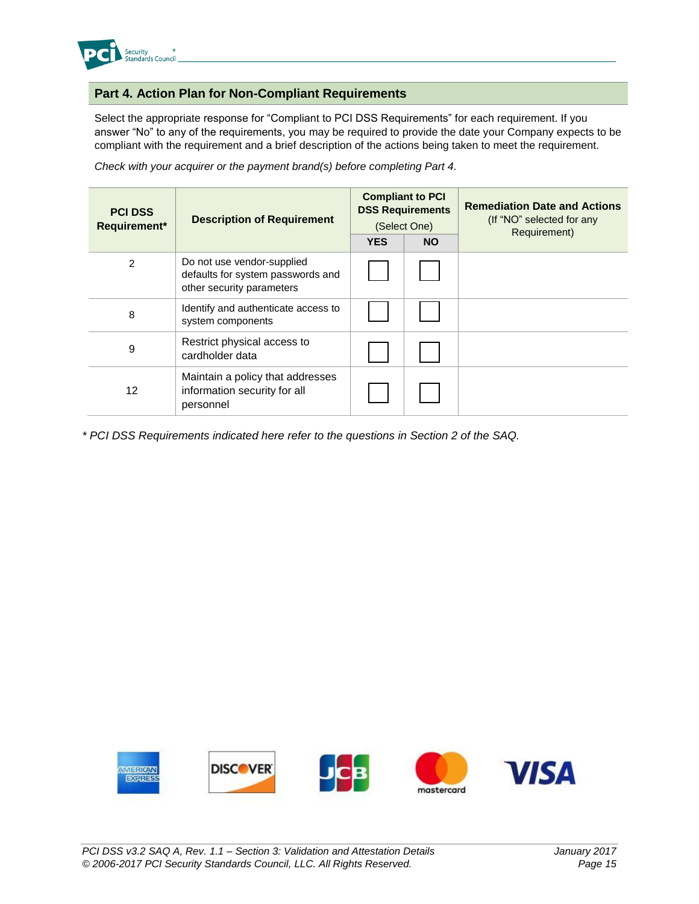## Part 4. Action Plan for Non-Compliant Requirements

Select the appropriate response for "Compliant to PCI DSS Requirements" for each requirement. If you answer "No" to any of the requirements, you may be required to provide the date your Company expects to be compliant with the requirement and a brief description of the actions being taken to meet the requirement.

*Check with your acquirer or the payment brand(s) before completing Part 4.*

| PCI DSS Requirement* | Description of Requirement | Compliant to PCI DSS Requirements (Select One) | | Remediation Date and Actions (If "NO" selected for any Requirement) |
|---|---|---|---|---|
| | | YES | NO | |
| 2 | Do not use vendor-supplied defaults for system passwords and other security parameters | ☐ | ☐ | |
| 8 | Identify and authenticate access to system components | ☐ | ☐ | |
| 9 | Restrict physical access to cardholder data | ☐ | ☐ | |
| 12 | Maintain a policy that addresses information security for all personnel | ☐ | ☐ | |

*\* PCI DSS Requirements indicated here refer to the questions in Section 2 of the SAQ.*